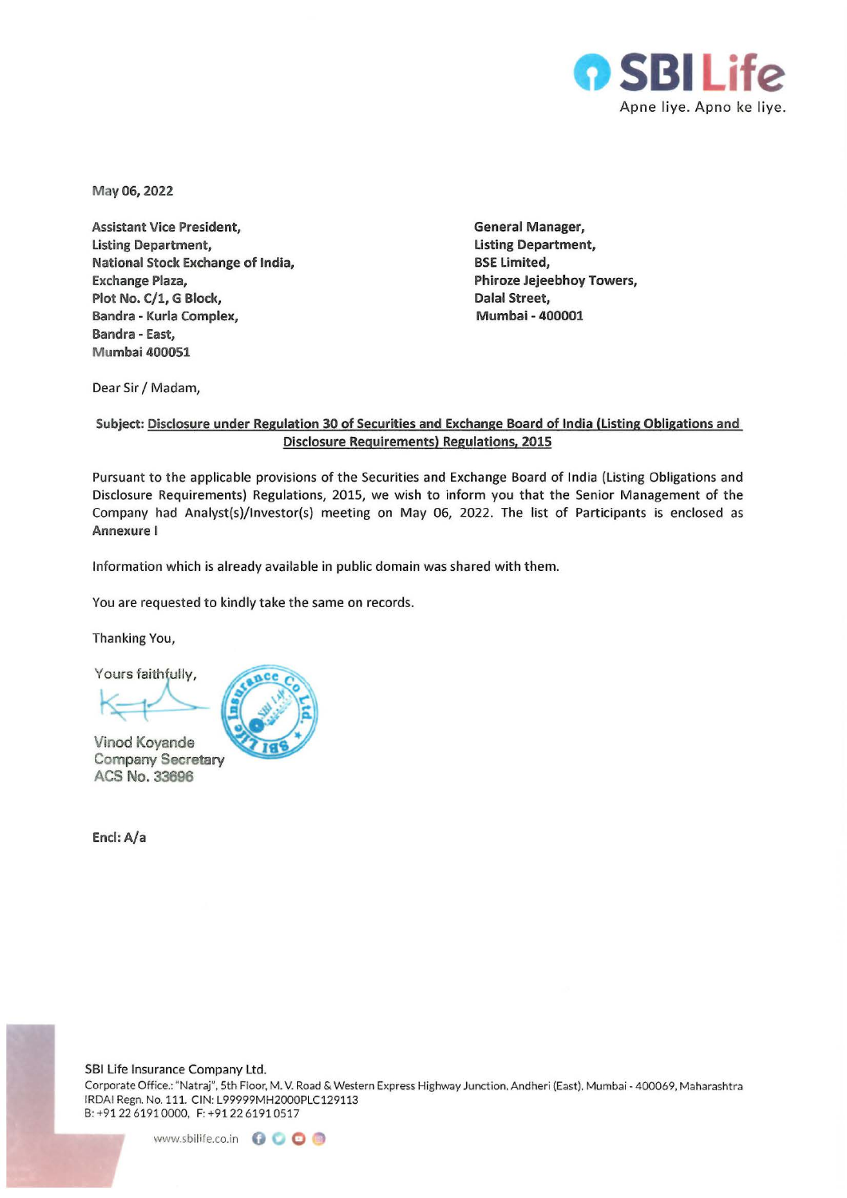**SBI Life**
Apne liye. Apno ke liye.

May 06, 2022

**Assistant Vice President,**
**Listing Department,**
**National Stock Exchange of India,**
**Exchange Plaza,**
**Plot No. C/1, G Block,**
**Bandra - Kurla Complex,**
**Bandra - East,**
**Mumbai 400051**

**General Manager,**
**Listing Department,**
**BSE Limited,**
**Phiroze Jejeebhoy Towers,**
**Dalal Street,**
**Mumbai - 400001**

Dear Sir / Madam,

**Subject: <u>Disclosure under Regulation 30 of Securities and Exchange Board of India (Listing Obligations and Disclosure Requirements) Regulations, 2015</u>**

Pursuant to the applicable provisions of the Securities and Exchange Board of India (Listing Obligations and Disclosure Requirements) Regulations, 2015, we wish to inform you that the Senior Management of the Company had Analyst(s)/Investor(s) meeting on May 06, 2022. The list of Participants is enclosed as **Annexure I**

Information which is already available in public domain was shared with them.

You are requested to kindly take the same on records.

Thanking You,

Yours faithfully,

Vinod Koyande
Company Secretary
ACS No. 33696

**Encl: A/a**

SBI Life Insurance Company Ltd.
Corporate Office.: "Natraj", 5th Floor, M. V. Road & Western Express Highway Junction, Andheri (East), Mumbai - 400069, Maharashtra
IRDAI Regn. No. 111. CIN: L99999MH2000PLC129113
B: +91 22 6191 0000, F: +91 22 6191 0517

www.sbilife.co.in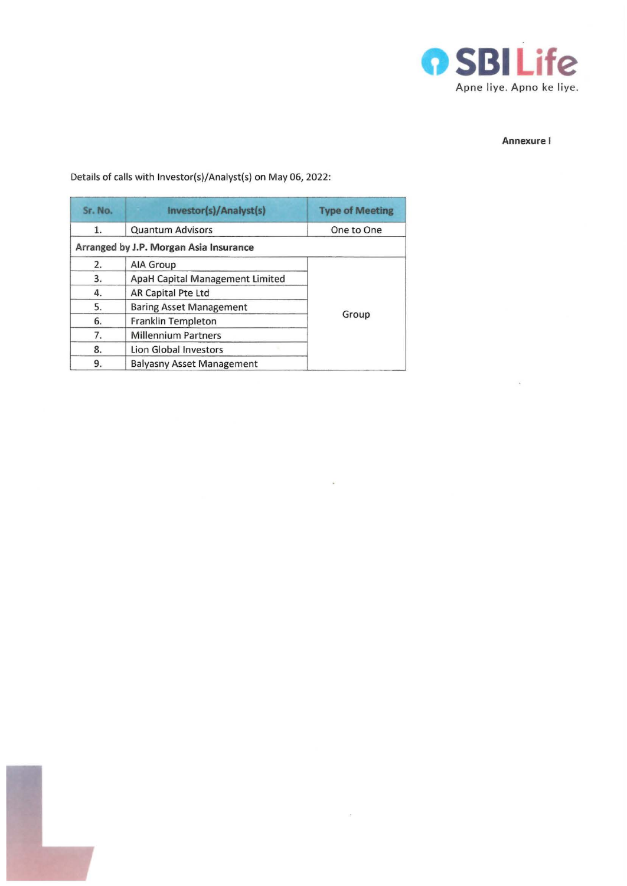**Annexure I**

Details of calls with Investor(s)/Analyst(s) on May 06, 2022:

| Sr. No. | Investor(s)/Analyst(s) | Type of Meeting |
|---|---|---|
| 1. | Quantum Advisors | One to One |
| **Arranged by J.P. Morgan Asia Insurance** | | |
| 2. | AIA Group | Group |
| 3. | ApaH Capital Management Limited | |
| 4. | AR Capital Pte Ltd | |
| 5. | Baring Asset Management | |
| 6. | Franklin Templeton | |
| 7. | Millennium Partners | |
| 8. | Lion Global Investors | |
| 9. | Balyasny Asset Management | |